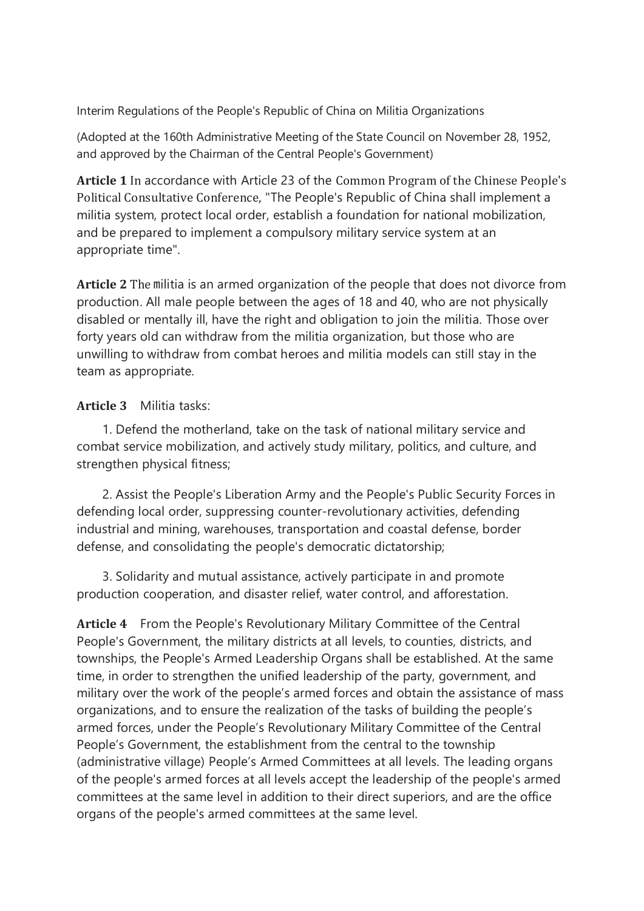# Interim Regulations of the People's Republic of China on Militia Organizations

(Adopted at the 160th Administrative Meeting of the State Council on November 28, 1952, and approved by the Chairman of the Central People's Government)

**Article 1** In accordance with Article 23 of the Common Program of the Chinese People's Political Consultative Conference, "The People's Republic of China shall implement a militia system, protect local order, establish a foundation for national mobilization, and be prepared to implement a compulsory military service system at an appropriate time".

**Article 2** The militia is an armed organization of the people that does not divorce from production. All male people between the ages of 18 and 40, who are not physically disabled or mentally ill, have the right and obligation to join the militia. Those over forty years old can withdraw from the militia organization, but those who are unwilling to withdraw from combat heroes and militia models can still stay in the team as appropriate.

**Article 3** Militia tasks:

1. Defend the motherland, take on the task of national military service and combat service mobilization, and actively study military, politics, and culture, and strengthen physical fitness;

2. Assist the People's Liberation Army and the People's Public Security Forces in defending local order, suppressing counter-revolutionary activities, defending industrial and mining, warehouses, transportation and coastal defense, border defense, and consolidating the people's democratic dictatorship;

3. Solidarity and mutual assistance, actively participate in and promote production cooperation, and disaster relief, water control, and afforestation.

**Article 4** From the People's Revolutionary Military Committee of the Central People's Government, the military districts at all levels, to counties, districts, and townships, the People's Armed Leadership Organs shall be established. At the same time, in order to strengthen the unified leadership of the party, government, and military over the work of the people's armed forces and obtain the assistance of mass organizations, and to ensure the realization of the tasks of building the people's armed forces, under the People's Revolutionary Military Committee of the Central People's Government, the establishment from the central to the township (administrative village) People's Armed Committees at all levels. The leading organs of the people's armed forces at all levels accept the leadership of the people's armed committees at the same level in addition to their direct superiors, and are the office organs of the people's armed committees at the same level.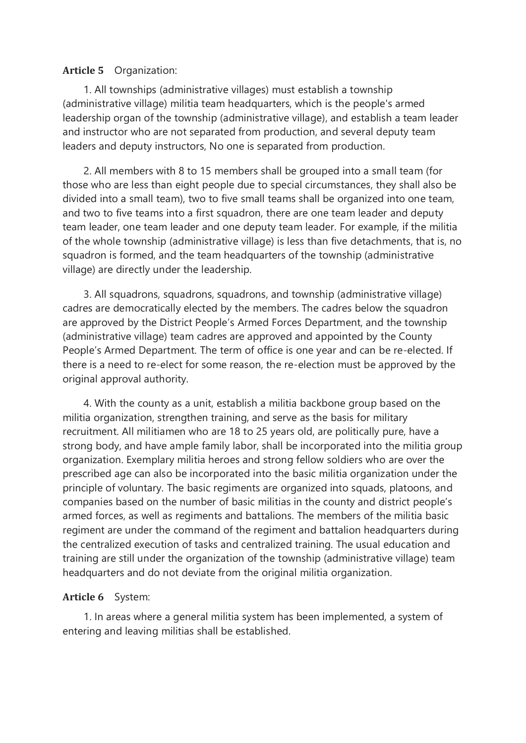**Article 5** Organization:

1. All townships (administrative villages) must establish a township (administrative village) militia team headquarters, which is the people's armed leadership organ of the township (administrative village), and establish a team leader and instructor who are not separated from production, and several deputy team leaders and deputy instructors, No one is separated from production.

2. All members with 8 to 15 members shall be grouped into a small team (for those who are less than eight people due to special circumstances, they shall also be divided into a small team), two to five small teams shall be organized into one team, and two to five teams into a first squadron, there are one team leader and deputy team leader, one team leader and one deputy team leader. For example, if the militia of the whole township (administrative village) is less than five detachments, that is, no squadron is formed, and the team headquarters of the township (administrative village) are directly under the leadership.

3. All squadrons, squadrons, squadrons, and township (administrative village) cadres are democratically elected by the members. The cadres below the squadron are approved by the District People's Armed Forces Department, and the township (administrative village) team cadres are approved and appointed by the County People's Armed Department. The term of office is one year and can be re-elected. If there is a need to re-elect for some reason, the re-election must be approved by the original approval authority.

4. With the county as a unit, establish a militia backbone group based on the militia organization, strengthen training, and serve as the basis for military recruitment. All militiamen who are 18 to 25 years old, are politically pure, have a strong body, and have ample family labor, shall be incorporated into the militia group organization. Exemplary militia heroes and strong fellow soldiers who are over the prescribed age can also be incorporated into the basic militia organization under the principle of voluntary. The basic regiments are organized into squads, platoons, and companies based on the number of basic militias in the county and district people's armed forces, as well as regiments and battalions. The members of the militia basic regiment are under the command of the regiment and battalion headquarters during the centralized execution of tasks and centralized training. The usual education and training are still under the organization of the township (administrative village) team headquarters and do not deviate from the original militia organization.

**Article 6** System:

1. In areas where a general militia system has been implemented, a system of entering and leaving militias shall be established.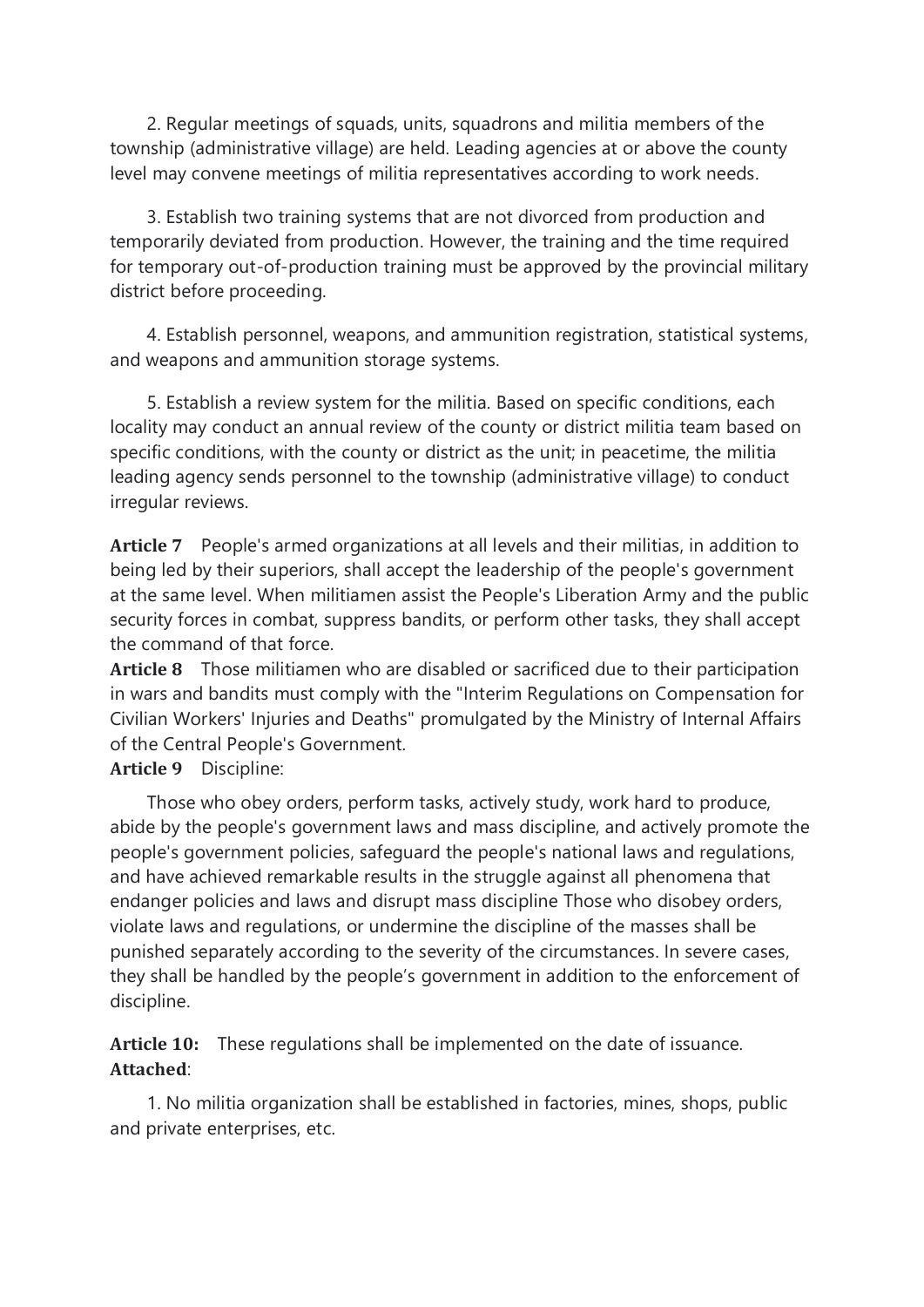2. Regular meetings of squads, units, squadrons and militia members of the township (administrative village) are held. Leading agencies at or above the county level may convene meetings of militia representatives according to work needs.

3. Establish two training systems that are not divorced from production and temporarily deviated from production. However, the training and the time required for temporary out-of-production training must be approved by the provincial military district before proceeding.

4. Establish personnel, weapons, and ammunition registration, statistical systems, and weapons and ammunition storage systems.

5. Establish a review system for the militia. Based on specific conditions, each locality may conduct an annual review of the county or district militia team based on specific conditions, with the county or district as the unit; in peacetime, the militia leading agency sends personnel to the township (administrative village) to conduct irregular reviews.

**Article 7** People's armed organizations at all levels and their militias, in addition to being led by their superiors, shall accept the leadership of the people's government at the same level. When militiamen assist the People's Liberation Army and the public security forces in combat, suppress bandits, or perform other tasks, they shall accept the command of that force.

**Article 8** Those militiamen who are disabled or sacrificed due to their participation in wars and bandits must comply with the "Interim Regulations on Compensation for Civilian Workers' Injuries and Deaths" promulgated by the Ministry of Internal Affairs of the Central People's Government.

**Article 9** Discipline:

Those who obey orders, perform tasks, actively study, work hard to produce, abide by the people's government laws and mass discipline, and actively promote the people's government policies, safeguard the people's national laws and regulations, and have achieved remarkable results in the struggle against all phenomena that endanger policies and laws and disrupt mass discipline Those who disobey orders, violate laws and regulations, or undermine the discipline of the masses shall be punished separately according to the severity of the circumstances. In severe cases, they shall be handled by the people's government in addition to the enforcement of discipline.

**Article 10:** These regulations shall be implemented on the date of issuance.

**Attached**:

1. No militia organization shall be established in factories, mines, shops, public and private enterprises, etc.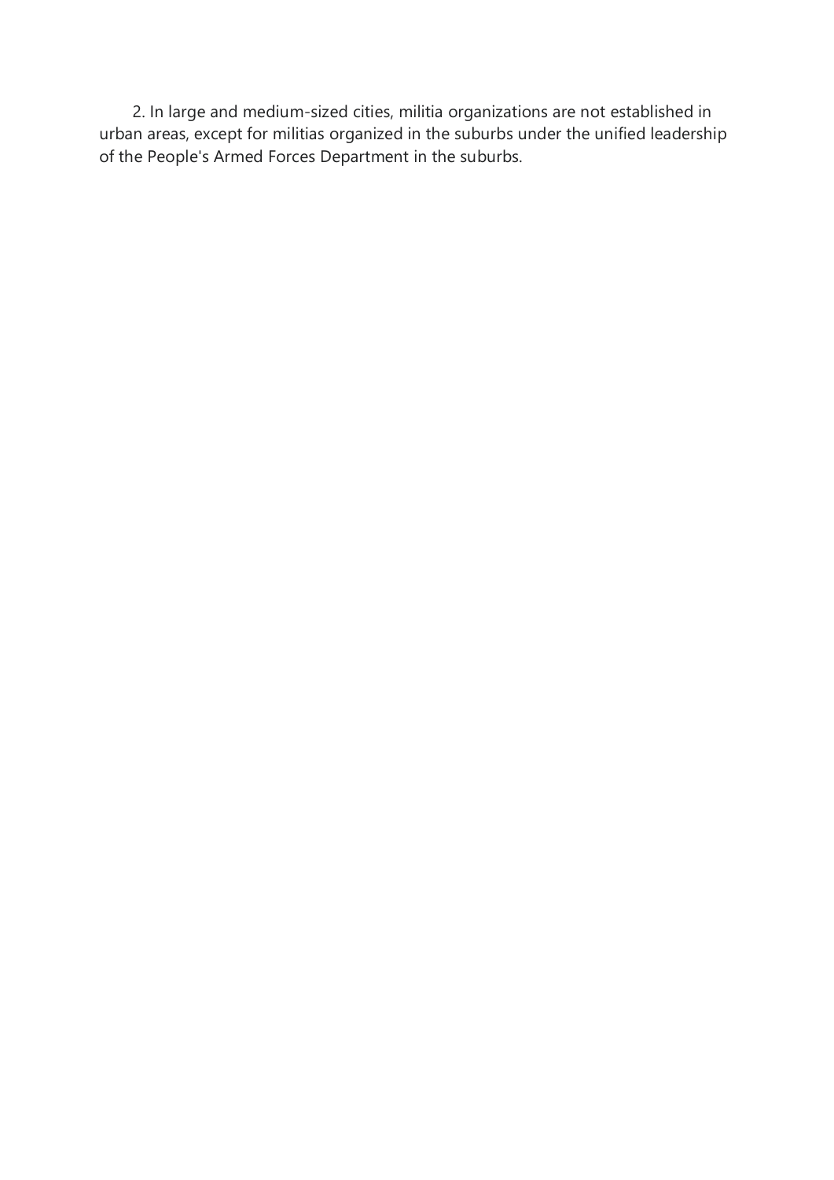2. In large and medium-sized cities, militia organizations are not established in urban areas, except for militias organized in the suburbs under the unified leadership of the People's Armed Forces Department in the suburbs.